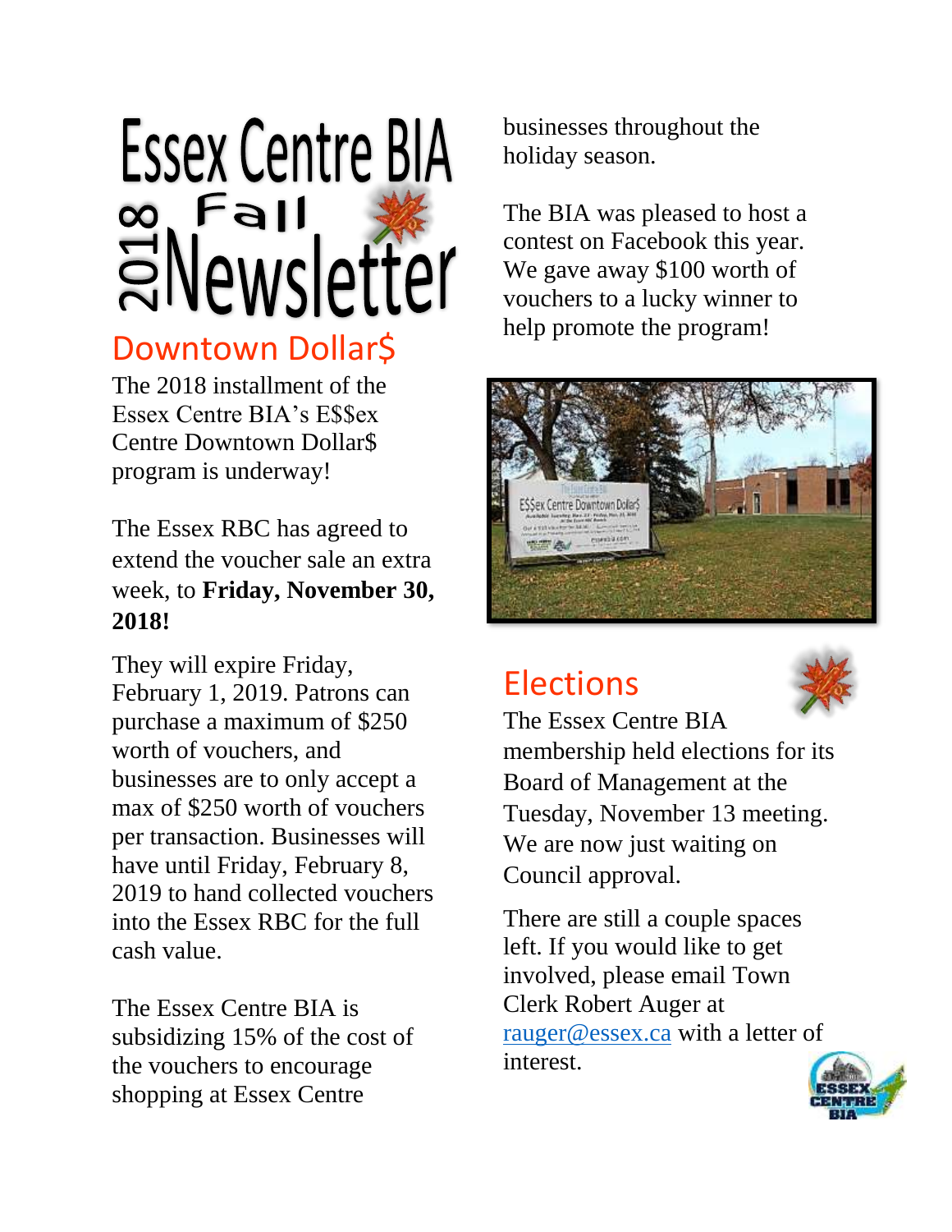# Essex Centre BIA 2018 Fall Newsletter

## Downtown Dollar$

The 2018 installment of the Essex Centre BIA's E$$ex Centre Downtown Dollar$ program is underway!

The Essex RBC has agreed to extend the voucher sale an extra week, to **Friday, November 30, 2018!**

They will expire Friday, February 1, 2019. Patrons can purchase a maximum of $250 worth of vouchers, and businesses are to only accept a max of $250 worth of vouchers per transaction. Businesses will have until Friday, February 8, 2019 to hand collected vouchers into the Essex RBC for the full cash value.

The Essex Centre BIA is subsidizing 15% of the cost of the vouchers to encourage shopping at Essex Centre businesses throughout the holiday season.

The BIA was pleased to host a contest on Facebook this year. We gave away $100 worth of vouchers to a lucky winner to help promote the program!

## Elections

The Essex Centre BIA membership held elections for its Board of Management at the Tuesday, November 13 meeting. We are now just waiting on Council approval.

There are still a couple spaces left. If you would like to get involved, please email Town Clerk Robert Auger at rauger@essex.ca with a letter of interest.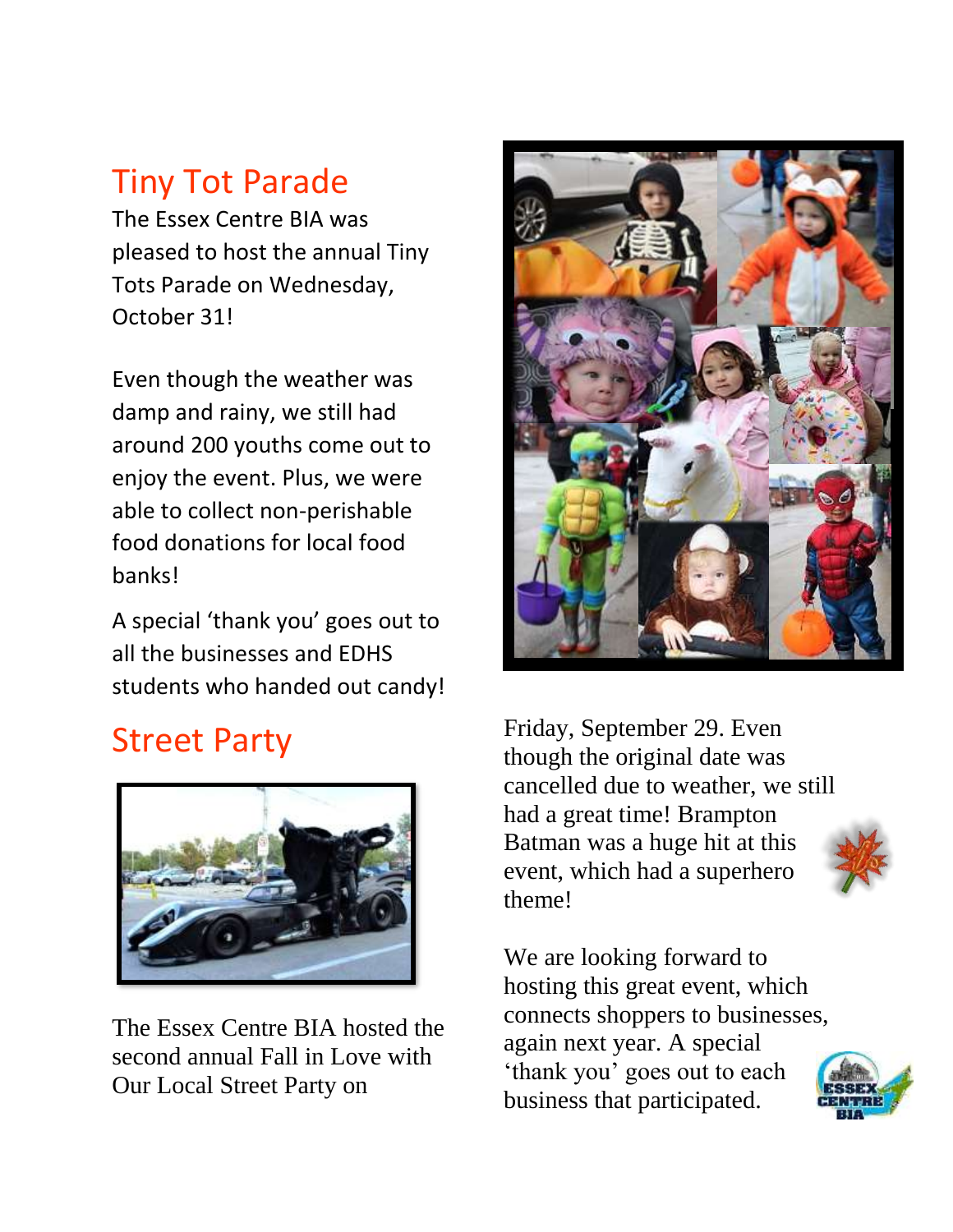## Tiny Tot Parade

The Essex Centre BIA was pleased to host the annual Tiny Tots Parade on Wednesday, October 31!

Even though the weather was damp and rainy, we still had around 200 youths come out to enjoy the event. Plus, we were able to collect non-perishable food donations for local food banks!

A special 'thank you' goes out to all the businesses and EDHS students who handed out candy!

## Street Party

The Essex Centre BIA hosted the second annual Fall in Love with Our Local Street Party on Friday, September 29. Even though the original date was cancelled due to weather, we still had a great time! Brampton Batman was a huge hit at this event, which had a superhero theme!

We are looking forward to hosting this great event, which connects shoppers to businesses, again next year. A special 'thank you' goes out to each business that participated.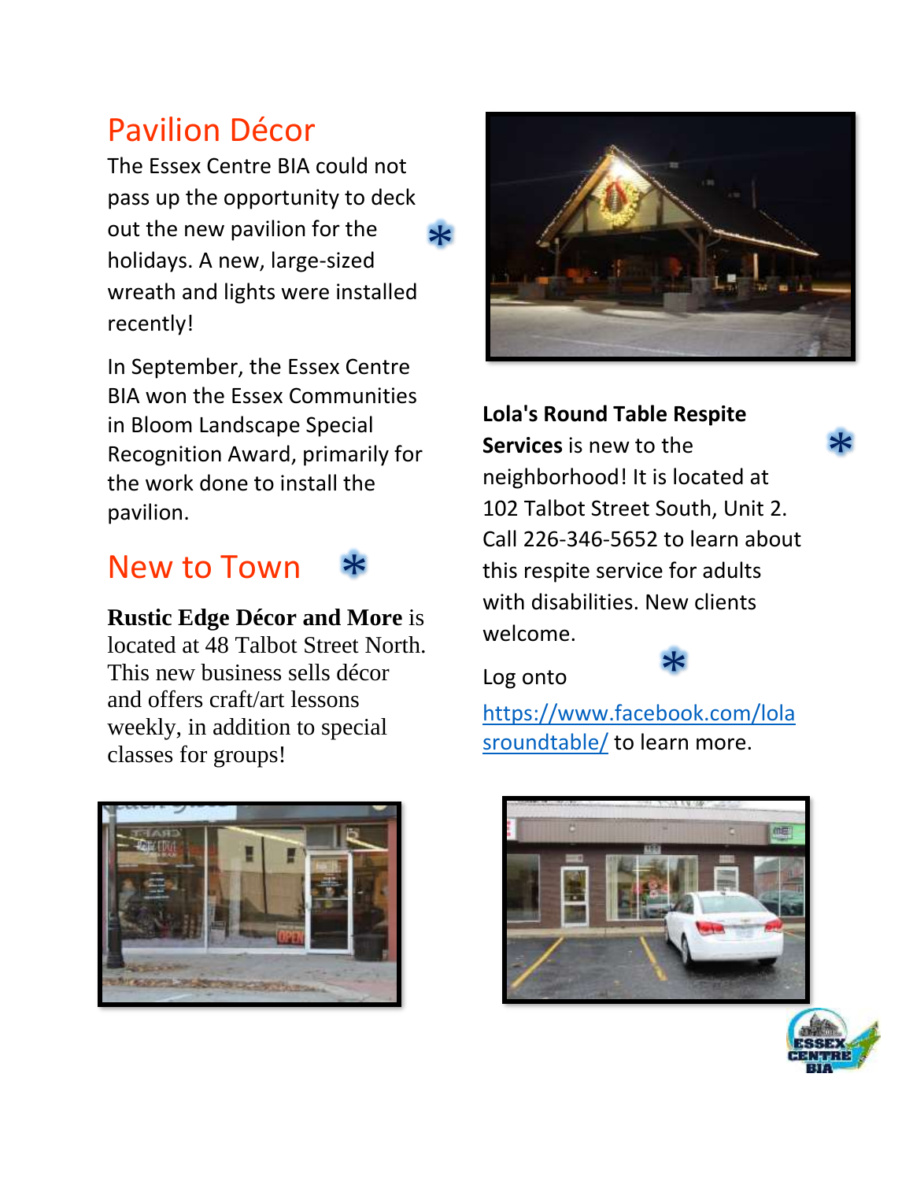## Pavilion Décor

The Essex Centre BIA could not pass up the opportunity to deck out the new pavilion for the holidays. A new, large-sized wreath and lights were installed recently!

In September, the Essex Centre BIA won the Essex Communities in Bloom Landscape Special Recognition Award, primarily for the work done to install the pavilion.

## New to Town

**Rustic Edge Décor and More** is located at 48 Talbot Street North. This new business sells décor and offers craft/art lessons weekly, in addition to special classes for groups!

**Lola's Round Table Respite Services** is new to the neighborhood! It is located at 102 Talbot Street South, Unit 2. Call 226-346-5652 to learn about this respite service for adults with disabilities. New clients welcome.

Log onto [https://www.facebook.com/lolasroundtable/](https://www.facebook.com/lolasroundtable/) to learn more.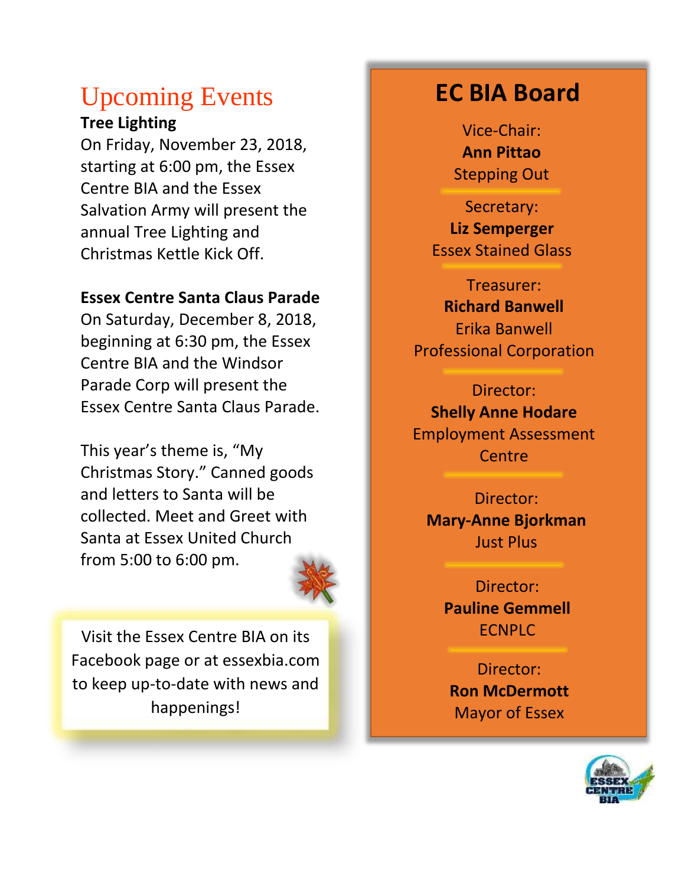## Upcoming Events

**Tree Lighting**

On Friday, November 23, 2018, starting at 6:00 pm, the Essex Centre BIA and the Essex Salvation Army will present the annual Tree Lighting and Christmas Kettle Kick Off.

**Essex Centre Santa Claus Parade**

On Saturday, December 8, 2018, beginning at 6:30 pm, the Essex Centre BIA and the Windsor Parade Corp will present the Essex Centre Santa Claus Parade.

This year's theme is, "My Christmas Story." Canned goods and letters to Santa will be collected. Meet and Greet with Santa at Essex United Church from 5:00 to 6:00 pm.

Visit the Essex Centre BIA on its Facebook page or at essexbia.com to keep up-to-date with news and happenings!

## EC BIA Board

Vice-Chair:
**Ann Pittao**
Stepping Out

Secretary:
**Liz Semperger**
Essex Stained Glass

Treasurer:
**Richard Banwell**
Erika Banwell Professional Corporation

Director:
**Shelly Anne Hodare**
Employment Assessment Centre

Director:
**Mary-Anne Bjorkman**
Just Plus

Director:
**Pauline Gemmell**
ECNPLC

Director:
**Ron McDermott**
Mayor of Essex

ESSEX CENTRE BIA